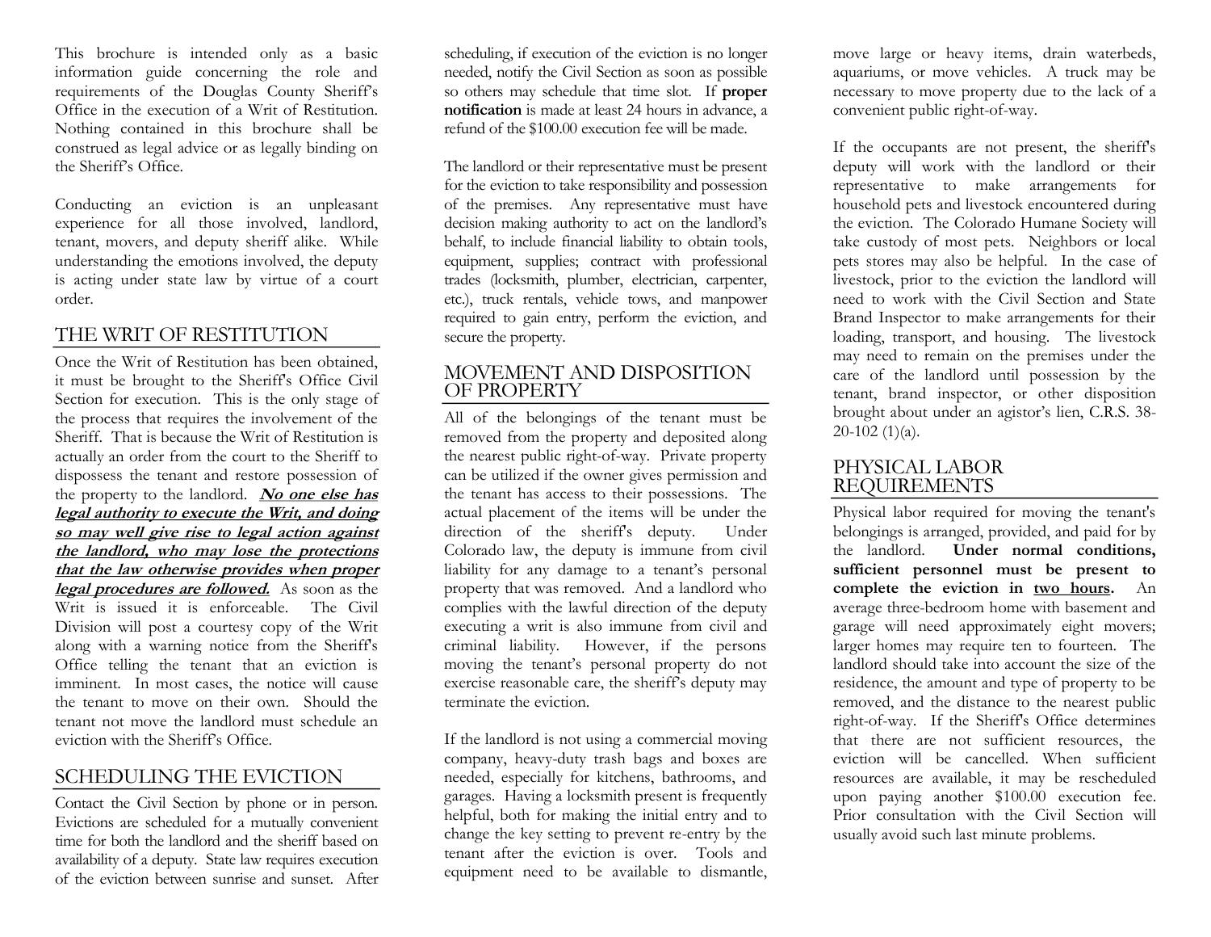This brochure is intended only as a basic information guide concerning the role and requirements of the Douglas County Sheriff's Office in the execution of a Writ of Restitution. Nothing contained in this brochure shall be construed as legal advice or as legally binding on the Sheriff's Office.

Conducting an eviction is an unpleasant experience for all those involved, landlord, tenant, movers, and deputy sheriff alike. While understanding the emotions involved, the deputy is acting under state law by virtue of a court order.

## THE WRIT OF RESTITUTION

Once the Writ of Restitution has been obtained, it must be brought to the Sheriff's Office Civil Section for execution. This is the only stage of the process that requires the involvement of the Sheriff. That is because the Writ of Restitution is actually an order from the court to the Sheriff to dispossess the tenant and restore possession of the property to the landlord. ***No one else has legal authority to execute the Writ, and doing so may well give rise to legal action against the landlord, who may lose the protections that the law otherwise provides when proper legal procedures are followed.*** As soon as the Writ is issued it is enforceable. The Civil Division will post a courtesy copy of the Writ along with a warning notice from the Sheriff's Office telling the tenant that an eviction is imminent. In most cases, the notice will cause the tenant to move on their own. Should the tenant not move the landlord must schedule an eviction with the Sheriff's Office.

## SCHEDULING THE EVICTION

Contact the Civil Section by phone or in person. Evictions are scheduled for a mutually convenient time for both the landlord and the sheriff based on availability of a deputy. State law requires execution of the eviction between sunrise and sunset. After scheduling, if execution of the eviction is no longer needed, notify the Civil Section as soon as possible so others may schedule that time slot. If **proper notification** is made at least 24 hours in advance, a refund of the $100.00 execution fee will be made.

The landlord or their representative must be present for the eviction to take responsibility and possession of the premises. Any representative must have decision making authority to act on the landlord's behalf, to include financial liability to obtain tools, equipment, supplies; contract with professional trades (locksmith, plumber, electrician, carpenter, etc.), truck rentals, vehicle tows, and manpower required to gain entry, perform the eviction, and secure the property.

## MOVEMENT AND DISPOSITION OF PROPERTY

All of the belongings of the tenant must be removed from the property and deposited along the nearest public right-of-way. Private property can be utilized if the owner gives permission and the tenant has access to their possessions. The actual placement of the items will be under the direction of the sheriff's deputy. Under Colorado law, the deputy is immune from civil liability for any damage to a tenant's personal property that was removed. And a landlord who complies with the lawful direction of the deputy executing a writ is also immune from civil and criminal liability. However, if the persons moving the tenant's personal property do not exercise reasonable care, the sheriff's deputy may terminate the eviction.

If the landlord is not using a commercial moving company, heavy-duty trash bags and boxes are needed, especially for kitchens, bathrooms, and garages. Having a locksmith present is frequently helpful, both for making the initial entry and to change the key setting to prevent re-entry by the tenant after the eviction is over. Tools and equipment need to be available to dismantle, move large or heavy items, drain waterbeds, aquariums, or move vehicles. A truck may be necessary to move property due to the lack of a convenient public right-of-way.

If the occupants are not present, the sheriff's deputy will work with the landlord or their representative to make arrangements for household pets and livestock encountered during the eviction. The Colorado Humane Society will take custody of most pets. Neighbors or local pets stores may also be helpful. In the case of livestock, prior to the eviction the landlord will need to work with the Civil Section and State Brand Inspector to make arrangements for their loading, transport, and housing. The livestock may need to remain on the premises under the care of the landlord until possession by the tenant, brand inspector, or other disposition brought about under an agistor's lien, C.R.S. 38-20-102 (1)(a).

## PHYSICAL LABOR REQUIREMENTS

Physical labor required for moving the tenant's belongings is arranged, provided, and paid for by the landlord. **Under normal conditions, sufficient personnel must be present to complete the eviction in <u>two hours</u>.** An average three-bedroom home with basement and garage will need approximately eight movers; larger homes may require ten to fourteen. The landlord should take into account the size of the residence, the amount and type of property to be removed, and the distance to the nearest public right-of-way. If the Sheriff's Office determines that there are not sufficient resources, the eviction will be cancelled. When sufficient resources are available, it may be rescheduled upon paying another $100.00 execution fee. Prior consultation with the Civil Section will usually avoid such last minute problems.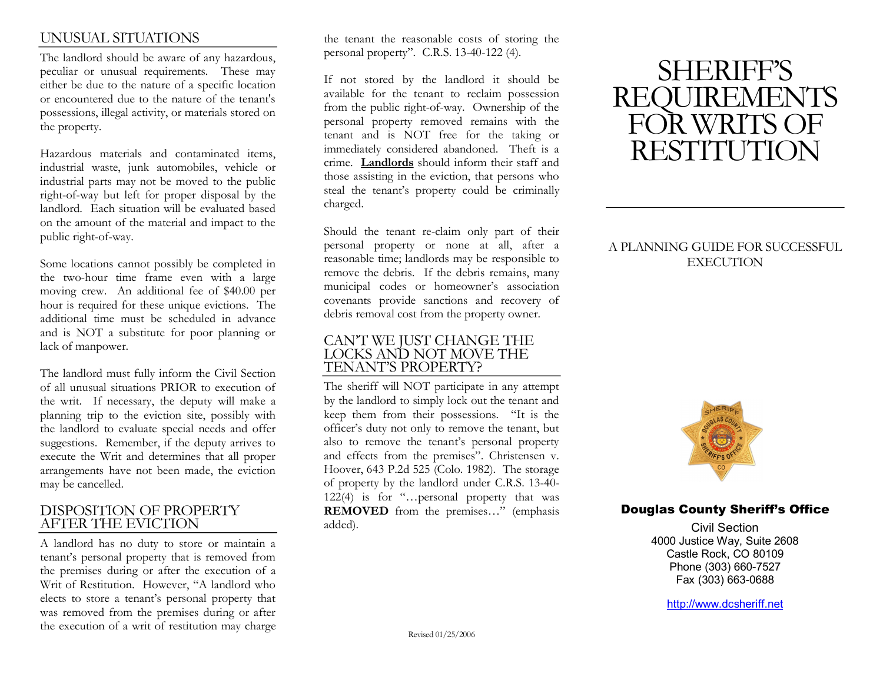## UNUSUAL SITUATIONS

The landlord should be aware of any hazardous, peculiar or unusual requirements. These may either be due to the nature of a specific location or encountered due to the nature of the tenant's possessions, illegal activity, or materials stored on the property.

Hazardous materials and contaminated items, industrial waste, junk automobiles, vehicle or industrial parts may not be moved to the public right-of-way but left for proper disposal by the landlord. Each situation will be evaluated based on the amount of the material and impact to the public right-of-way.

Some locations cannot possibly be completed in the two-hour time frame even with a large moving crew. An additional fee of $40.00 per hour is required for these unique evictions. The additional time must be scheduled in advance and is NOT a substitute for poor planning or lack of manpower.

The landlord must fully inform the Civil Section of all unusual situations PRIOR to execution of the writ. If necessary, the deputy will make a planning trip to the eviction site, possibly with the landlord to evaluate special needs and offer suggestions. Remember, if the deputy arrives to execute the Writ and determines that all proper arrangements have not been made, the eviction may be cancelled.

## DISPOSITION OF PROPERTY AFTER THE EVICTION

A landlord has no duty to store or maintain a tenant's personal property that is removed from the premises during or after the execution of a Writ of Restitution. However, "A landlord who elects to store a tenant's personal property that was removed from the premises during or after the execution of a writ of restitution may charge the tenant the reasonable costs of storing the personal property". C.R.S. 13-40-122 (4).

If not stored by the landlord it should be available for the tenant to reclaim possession from the public right-of-way. Ownership of the personal property removed remains with the tenant and is NOT free for the taking or immediately considered abandoned. Theft is a crime. **Landlords** should inform their staff and those assisting in the eviction, that persons who steal the tenant's property could be criminally charged.

Should the tenant re-claim only part of their personal property or none at all, after a reasonable time; landlords may be responsible to remove the debris. If the debris remains, many municipal codes or homeowner's association covenants provide sanctions and recovery of debris removal cost from the property owner.

## CAN'T WE JUST CHANGE THE LOCKS AND NOT MOVE THE TENANT'S PROPERTY?

The sheriff will NOT participate in any attempt by the landlord to simply lock out the tenant and keep them from their possessions. "It is the officer's duty not only to remove the tenant, but also to remove the tenant's personal property and effects from the premises". Christensen v. Hoover, 643 P.2d 525 (Colo. 1982). The storage of property by the landlord under C.R.S. 13-40-122(4) is for "…personal property that was **REMOVED** from the premises…" (emphasis added).

Revised 01/25/2006

# SHERIFF'S REQUIREMENTS FOR WRITS OF RESTITUTION

A PLANNING GUIDE FOR SUCCESSFUL EXECUTION

**Douglas County Sheriff's Office**

Civil Section
4000 Justice Way, Suite 2608
Castle Rock, CO 80109
Phone (303) 660-7527
Fax (303) 663-0688

http://www.dcsheriff.net